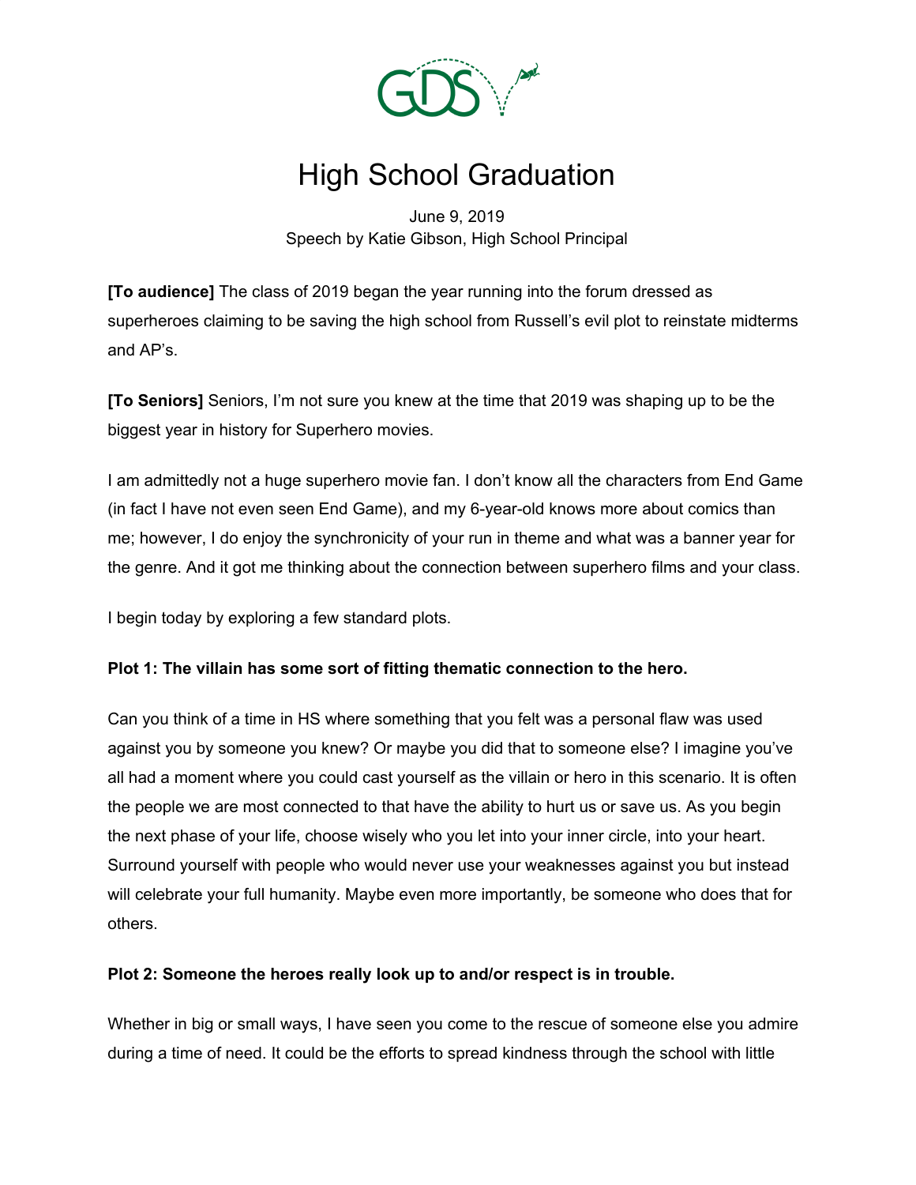# High School Graduation

June 9, 2019
Speech by Katie Gibson, High School Principal

**[To audience]** The class of 2019 began the year running into the forum dressed as superheroes claiming to be saving the high school from Russell's evil plot to reinstate midterms and AP's.

**[To Seniors]** Seniors, I'm not sure you knew at the time that 2019 was shaping up to be the biggest year in history for Superhero movies.

I am admittedly not a huge superhero movie fan. I don't know all the characters from End Game (in fact I have not even seen End Game), and my 6-year-old knows more about comics than me; however, I do enjoy the synchronicity of your run in theme and what was a banner year for the genre. And it got me thinking about the connection between superhero films and your class.

I begin today by exploring a few standard plots.

**Plot 1: The villain has some sort of fitting thematic connection to the hero.**

Can you think of a time in HS where something that you felt was a personal flaw was used against you by someone you knew? Or maybe you did that to someone else? I imagine you've all had a moment where you could cast yourself as the villain or hero in this scenario. It is often the people we are most connected to that have the ability to hurt us or save us. As you begin the next phase of your life, choose wisely who you let into your inner circle, into your heart. Surround yourself with people who would never use your weaknesses against you but instead will celebrate your full humanity. Maybe even more importantly, be someone who does that for others.

**Plot 2: Someone the heroes really look up to and/or respect is in trouble.**

Whether in big or small ways, I have seen you come to the rescue of someone else you admire during a time of need. It could be the efforts to spread kindness through the school with little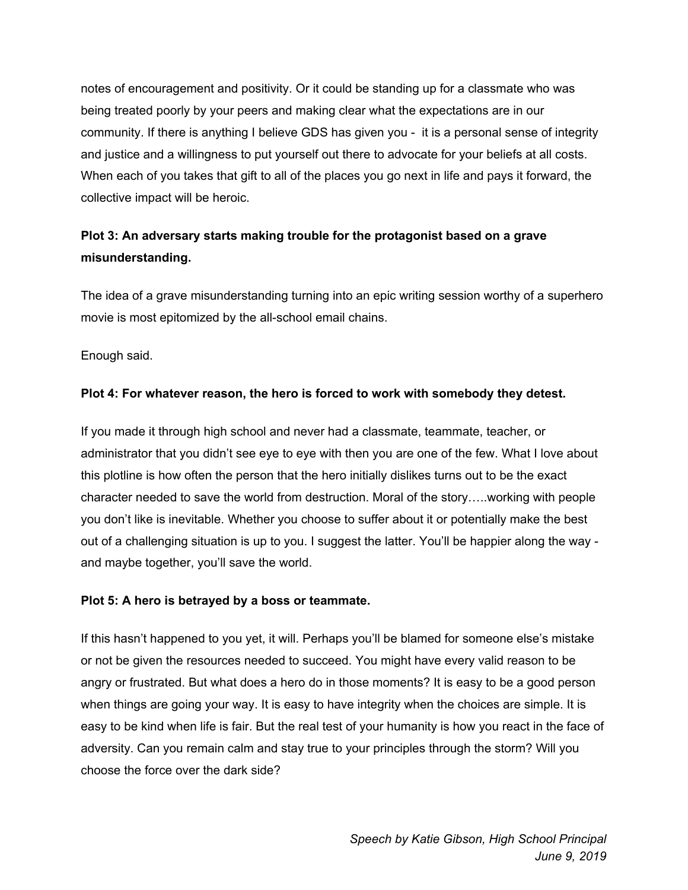notes of encouragement and positivity. Or it could be standing up for a classmate who was being treated poorly by your peers and making clear what the expectations are in our community. If there is anything I believe GDS has given you - it is a personal sense of integrity and justice and a willingness to put yourself out there to advocate for your beliefs at all costs. When each of you takes that gift to all of the places you go next in life and pays it forward, the collective impact will be heroic.

**Plot 3: An adversary starts making trouble for the protagonist based on a grave misunderstanding.**

The idea of a grave misunderstanding turning into an epic writing session worthy of a superhero movie is most epitomized by the all-school email chains.

Enough said.

**Plot 4: For whatever reason, the hero is forced to work with somebody they detest.**

If you made it through high school and never had a classmate, teammate, teacher, or administrator that you didn't see eye to eye with then you are one of the few. What I love about this plotline is how often the person that the hero initially dislikes turns out to be the exact character needed to save the world from destruction. Moral of the story…..working with people you don't like is inevitable. Whether you choose to suffer about it or potentially make the best out of a challenging situation is up to you. I suggest the latter. You'll be happier along the way - and maybe together, you'll save the world.

**Plot 5: A hero is betrayed by a boss or teammate.**

If this hasn't happened to you yet, it will. Perhaps you'll be blamed for someone else's mistake or not be given the resources needed to succeed. You might have every valid reason to be angry or frustrated. But what does a hero do in those moments? It is easy to be a good person when things are going your way. It is easy to have integrity when the choices are simple. It is easy to be kind when life is fair. But the real test of your humanity is how you react in the face of adversity. Can you remain calm and stay true to your principles through the storm? Will you choose the force over the dark side?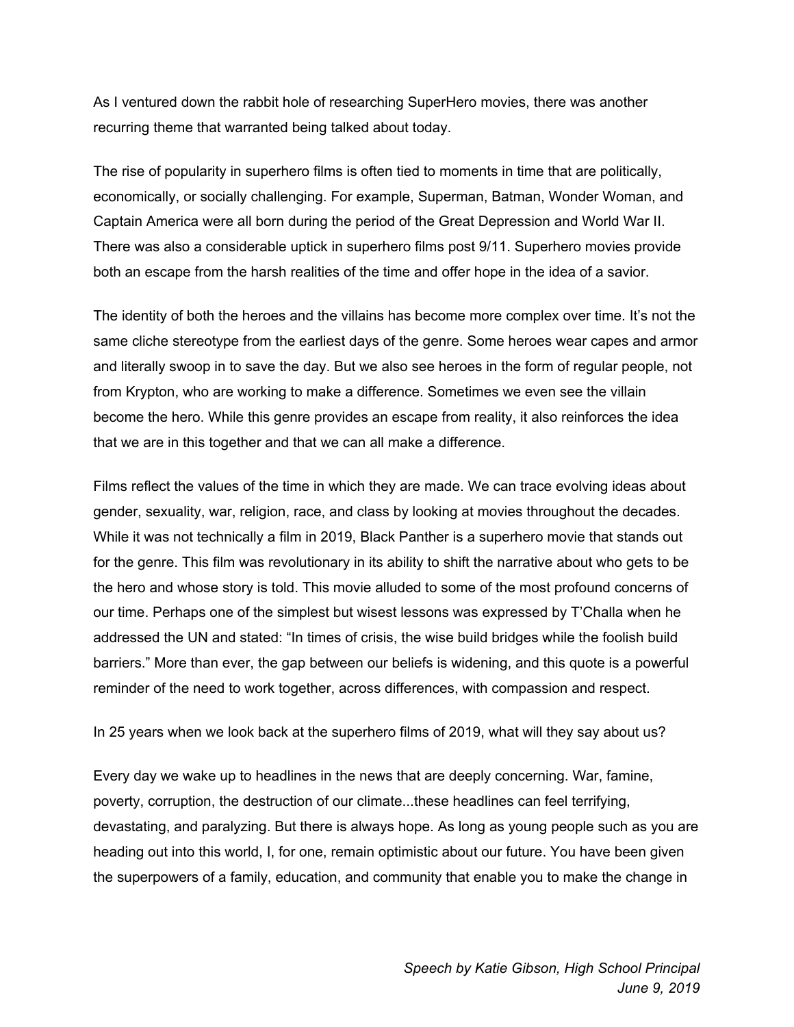As I ventured down the rabbit hole of researching SuperHero movies, there was another recurring theme that warranted being talked about today.

The rise of popularity in superhero films is often tied to moments in time that are politically, economically, or socially challenging. For example, Superman, Batman, Wonder Woman, and Captain America were all born during the period of the Great Depression and World War II. There was also a considerable uptick in superhero films post 9/11. Superhero movies provide both an escape from the harsh realities of the time and offer hope in the idea of a savior.

The identity of both the heroes and the villains has become more complex over time. It's not the same cliche stereotype from the earliest days of the genre. Some heroes wear capes and armor and literally swoop in to save the day. But we also see heroes in the form of regular people, not from Krypton, who are working to make a difference. Sometimes we even see the villain become the hero. While this genre provides an escape from reality, it also reinforces the idea that we are in this together and that we can all make a difference.

Films reflect the values of the time in which they are made. We can trace evolving ideas about gender, sexuality, war, religion, race, and class by looking at movies throughout the decades. While it was not technically a film in 2019, Black Panther is a superhero movie that stands out for the genre. This film was revolutionary in its ability to shift the narrative about who gets to be the hero and whose story is told. This movie alluded to some of the most profound concerns of our time. Perhaps one of the simplest but wisest lessons was expressed by T'Challa when he addressed the UN and stated: "In times of crisis, the wise build bridges while the foolish build barriers." More than ever, the gap between our beliefs is widening, and this quote is a powerful reminder of the need to work together, across differences, with compassion and respect.

In 25 years when we look back at the superhero films of 2019, what will they say about us?

Every day we wake up to headlines in the news that are deeply concerning. War, famine, poverty, corruption, the destruction of our climate...these headlines can feel terrifying, devastating, and paralyzing. But there is always hope. As long as young people such as you are heading out into this world, I, for one, remain optimistic about our future. You have been given the superpowers of a family, education, and community that enable you to make the change in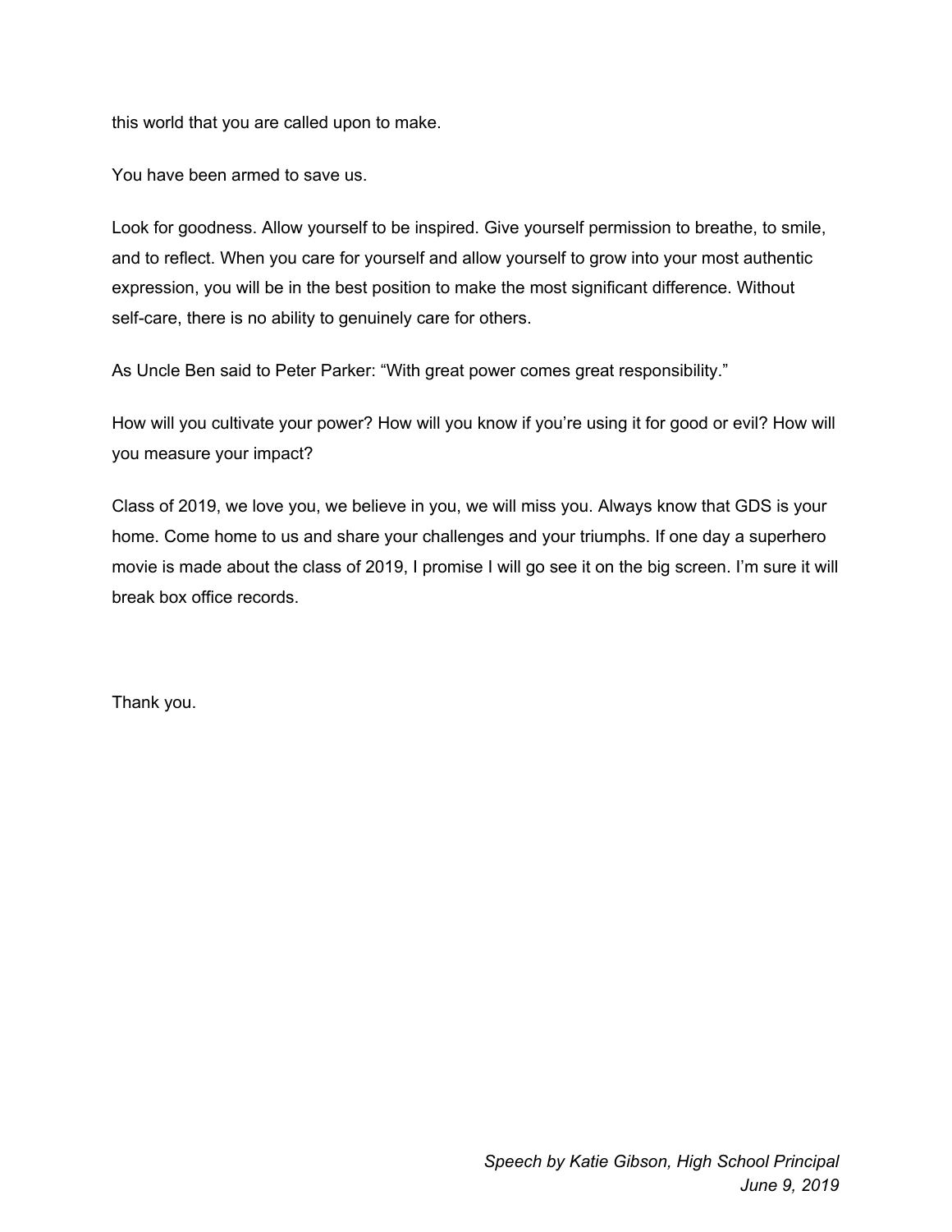this world that you are called upon to make.

You have been armed to save us.

Look for goodness. Allow yourself to be inspired. Give yourself permission to breathe, to smile, and to reflect. When you care for yourself and allow yourself to grow into your most authentic expression, you will be in the best position to make the most significant difference. Without self-care, there is no ability to genuinely care for others.

As Uncle Ben said to Peter Parker: "With great power comes great responsibility."

How will you cultivate your power? How will you know if you're using it for good or evil? How will you measure your impact?

Class of 2019, we love you, we believe in you, we will miss you. Always know that GDS is your home. Come home to us and share your challenges and your triumphs. If one day a superhero movie is made about the class of 2019, I promise I will go see it on the big screen. I'm sure it will break box office records.

Thank you.

*Speech by Katie Gibson, High School Principal*
*June 9, 2019*